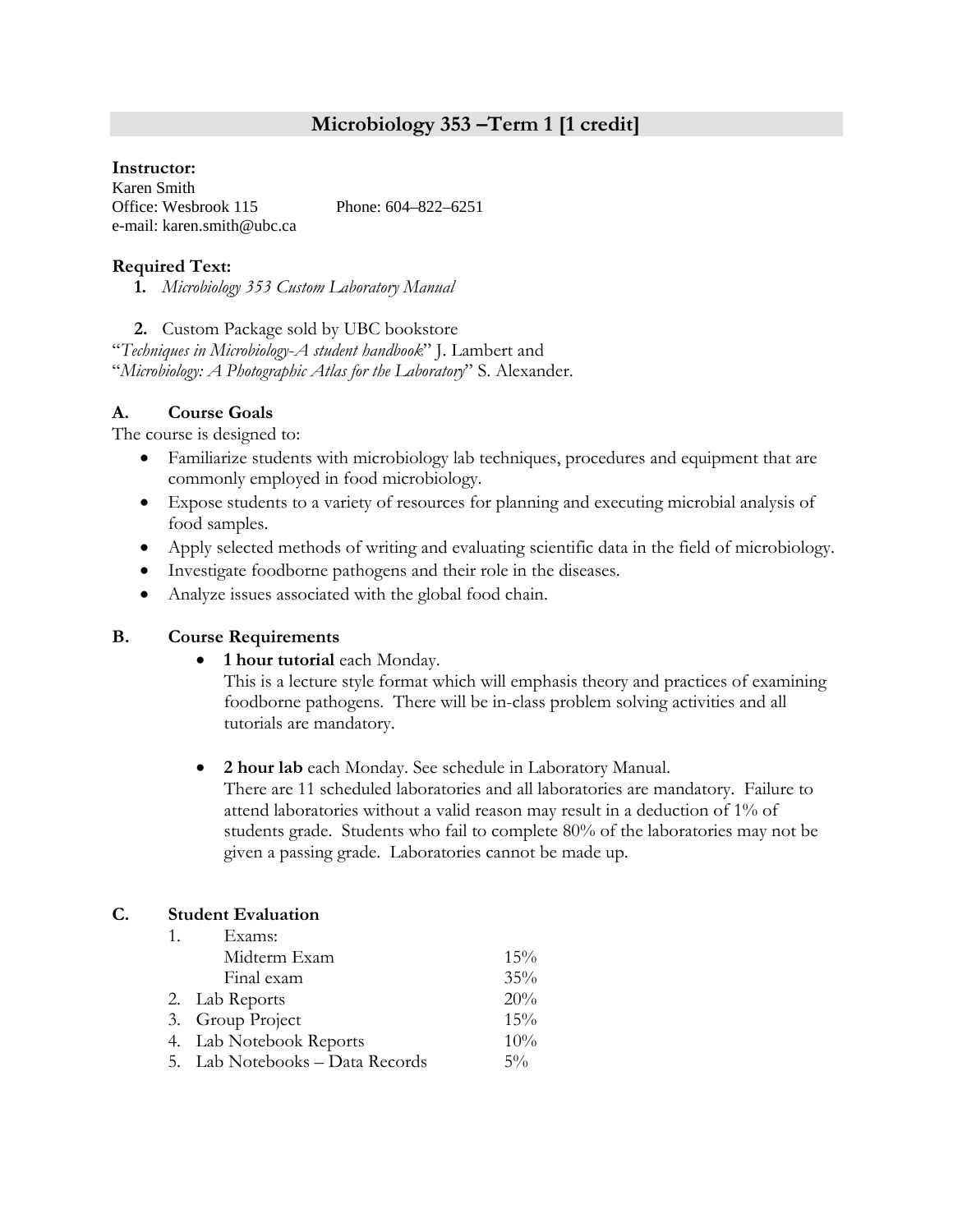# Microbiology 353 –Term 1 [1 credit]

**Instructor:**
Karen Smith
Office: Wesbrook 115 Phone: 604–822–6251
e-mail: karen.smith@ubc.ca

**Required Text:**

1. *Microbiology 353 Custom Laboratory Manual*

2. Custom Package sold by UBC bookstore

"*Techniques in Microbiology-A student handbook*" J. Lambert and "*Microbiology: A Photographic Atlas for the Laboratory*" S. Alexander.

## A. Course Goals

The course is designed to:

- Familiarize students with microbiology lab techniques, procedures and equipment that are commonly employed in food microbiology.
- Expose students to a variety of resources for planning and executing microbial analysis of food samples.
- Apply selected methods of writing and evaluating scientific data in the field of microbiology.
- Investigate foodborne pathogens and their role in the diseases.
- Analyze issues associated with the global food chain.

## B. Course Requirements

- **1 hour tutorial** each Monday.
  This is a lecture style format which will emphasis theory and practices of examining foodborne pathogens. There will be in-class problem solving activities and all tutorials are mandatory.

- **2 hour lab** each Monday. See schedule in Laboratory Manual.
  There are 11 scheduled laboratories and all laboratories are mandatory. Failure to attend laboratories without a valid reason may result in a deduction of 1% of students grade. Students who fail to complete 80% of the laboratories may not be given a passing grade. Laboratories cannot be made up.

## C. Student Evaluation

| | |
|---|---|
| 1. Exams: | |
| Midterm Exam | 15% |
| Final exam | 35% |
| 2. Lab Reports | 20% |
| 3. Group Project | 15% |
| 4. Lab Notebook Reports | 10% |
| 5. Lab Notebooks – Data Records | 5% |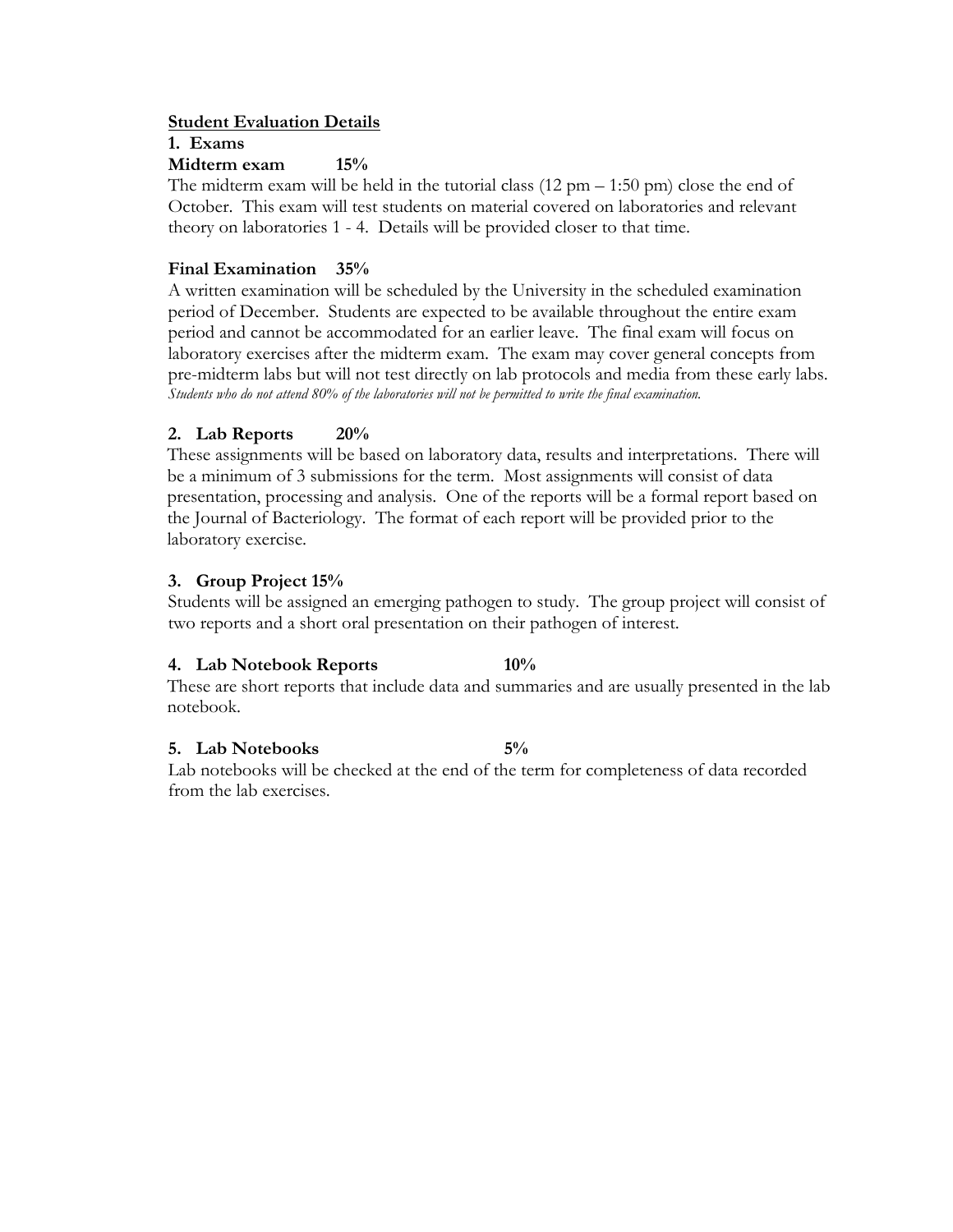**<u>Student Evaluation Details</u>**

**1. Exams**

**Midterm exam 15%**

The midterm exam will be held in the tutorial class (12 pm – 1:50 pm) close the end of October. This exam will test students on material covered on laboratories and relevant theory on laboratories 1 - 4. Details will be provided closer to that time.

**Final Examination 35%**

A written examination will be scheduled by the University in the scheduled examination period of December. Students are expected to be available throughout the entire exam period and cannot be accommodated for an earlier leave. The final exam will focus on laboratory exercises after the midterm exam. The exam may cover general concepts from pre-midterm labs but will not test directly on lab protocols and media from these early labs. *Students who do not attend 80% of the laboratories will not be permitted to write the final examination.*

**2. Lab Reports 20%**

These assignments will be based on laboratory data, results and interpretations. There will be a minimum of 3 submissions for the term. Most assignments will consist of data presentation, processing and analysis. One of the reports will be a formal report based on the Journal of Bacteriology. The format of each report will be provided prior to the laboratory exercise.

**3. Group Project 15%**

Students will be assigned an emerging pathogen to study. The group project will consist of two reports and a short oral presentation on their pathogen of interest.

**4. Lab Notebook Reports 10%**

These are short reports that include data and summaries and are usually presented in the lab notebook.

**5. Lab Notebooks 5%**

Lab notebooks will be checked at the end of the term for completeness of data recorded from the lab exercises.